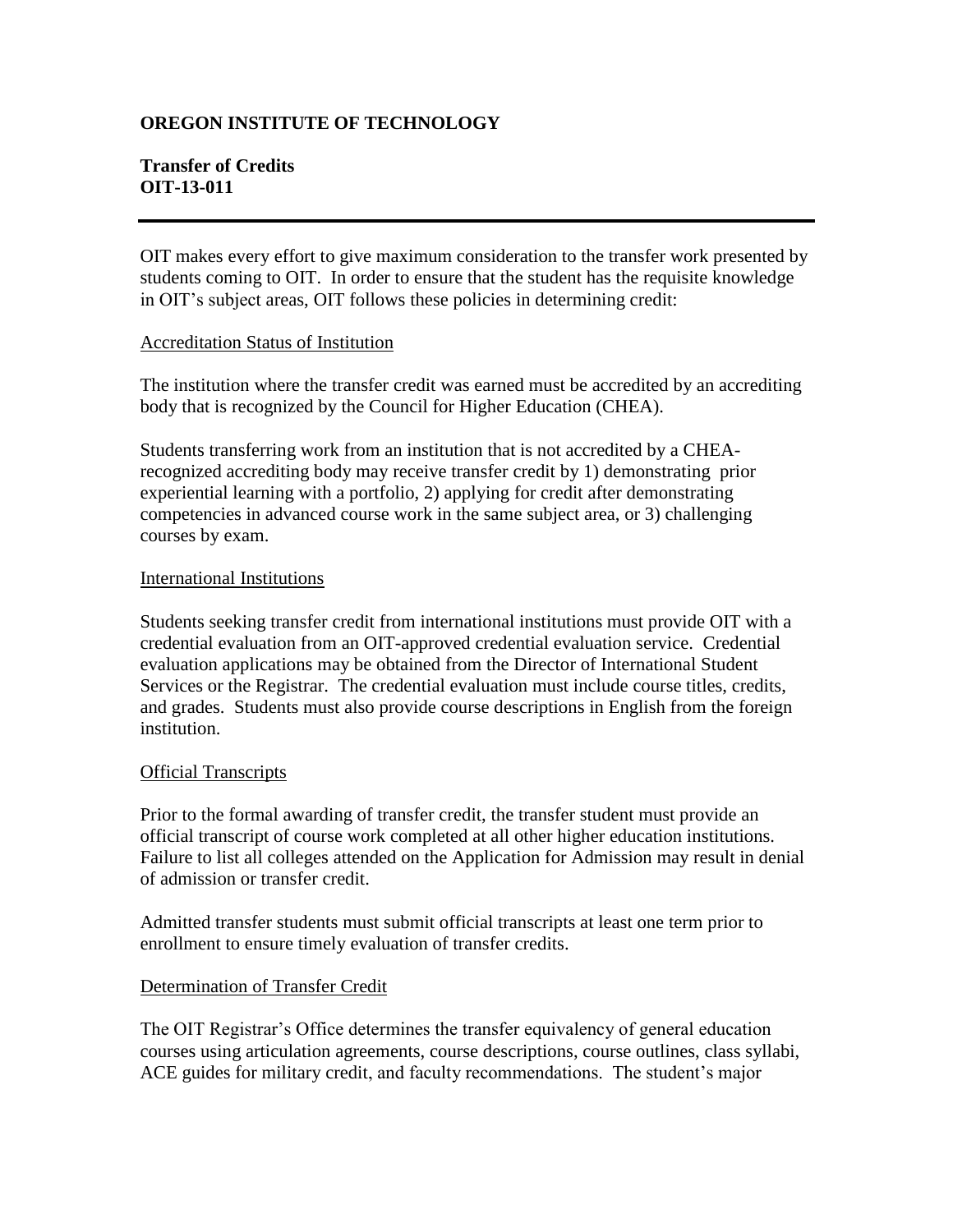**OREGON INSTITUTE OF TECHNOLOGY**

**Transfer of Credits**
**OIT-13-011**

---

OIT makes every effort to give maximum consideration to the transfer work presented by students coming to OIT. In order to ensure that the student has the requisite knowledge in OIT's subject areas, OIT follows these policies in determining credit:

<u>Accreditation Status of Institution</u>

The institution where the transfer credit was earned must be accredited by an accrediting body that is recognized by the Council for Higher Education (CHEA).

Students transferring work from an institution that is not accredited by a CHEA-recognized accrediting body may receive transfer credit by 1) demonstrating prior experiential learning with a portfolio, 2) applying for credit after demonstrating competencies in advanced course work in the same subject area, or 3) challenging courses by exam.

<u>International Institutions</u>

Students seeking transfer credit from international institutions must provide OIT with a credential evaluation from an OIT-approved credential evaluation service. Credential evaluation applications may be obtained from the Director of International Student Services or the Registrar. The credential evaluation must include course titles, credits, and grades. Students must also provide course descriptions in English from the foreign institution.

<u>Official Transcripts</u>

Prior to the formal awarding of transfer credit, the transfer student must provide an official transcript of course work completed at all other higher education institutions. Failure to list all colleges attended on the Application for Admission may result in denial of admission or transfer credit.

Admitted transfer students must submit official transcripts at least one term prior to enrollment to ensure timely evaluation of transfer credits.

<u>Determination of Transfer Credit</u>

The OIT Registrar's Office determines the transfer equivalency of general education courses using articulation agreements, course descriptions, course outlines, class syllabi, ACE guides for military credit, and faculty recommendations. The student's major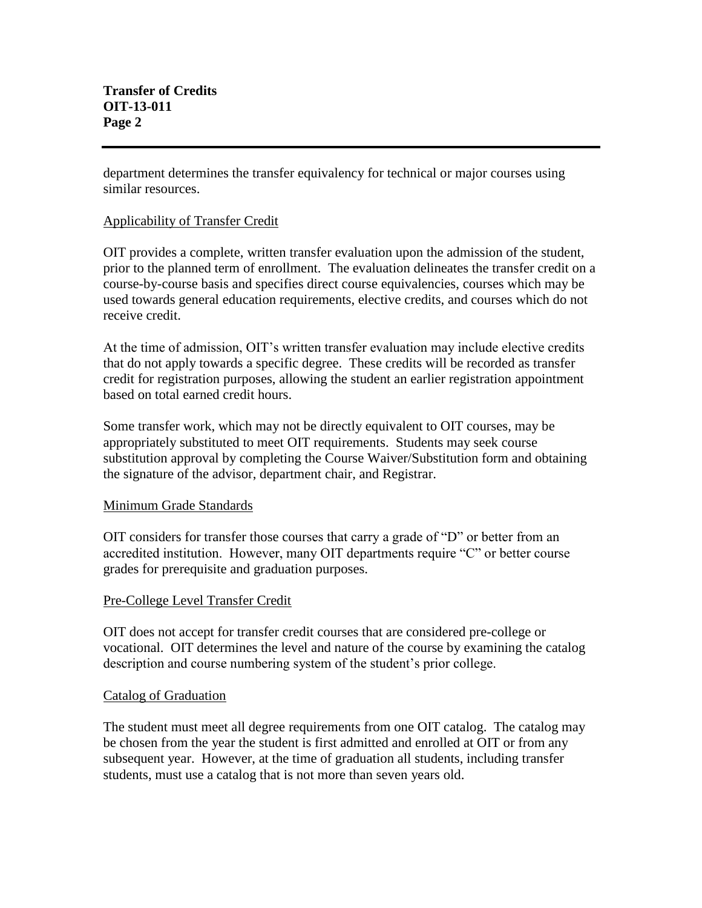department determines the transfer equivalency for technical or major courses using similar resources.

## Applicability of Transfer Credit

OIT provides a complete, written transfer evaluation upon the admission of the student, prior to the planned term of enrollment. The evaluation delineates the transfer credit on a course-by-course basis and specifies direct course equivalencies, courses which may be used towards general education requirements, elective credits, and courses which do not receive credit.

At the time of admission, OIT's written transfer evaluation may include elective credits that do not apply towards a specific degree. These credits will be recorded as transfer credit for registration purposes, allowing the student an earlier registration appointment based on total earned credit hours.

Some transfer work, which may not be directly equivalent to OIT courses, may be appropriately substituted to meet OIT requirements. Students may seek course substitution approval by completing the Course Waiver/Substitution form and obtaining the signature of the advisor, department chair, and Registrar.

## Minimum Grade Standards

OIT considers for transfer those courses that carry a grade of "D" or better from an accredited institution. However, many OIT departments require "C" or better course grades for prerequisite and graduation purposes.

## Pre-College Level Transfer Credit

OIT does not accept for transfer credit courses that are considered pre-college or vocational. OIT determines the level and nature of the course by examining the catalog description and course numbering system of the student's prior college.

## Catalog of Graduation

The student must meet all degree requirements from one OIT catalog. The catalog may be chosen from the year the student is first admitted and enrolled at OIT or from any subsequent year. However, at the time of graduation all students, including transfer students, must use a catalog that is not more than seven years old.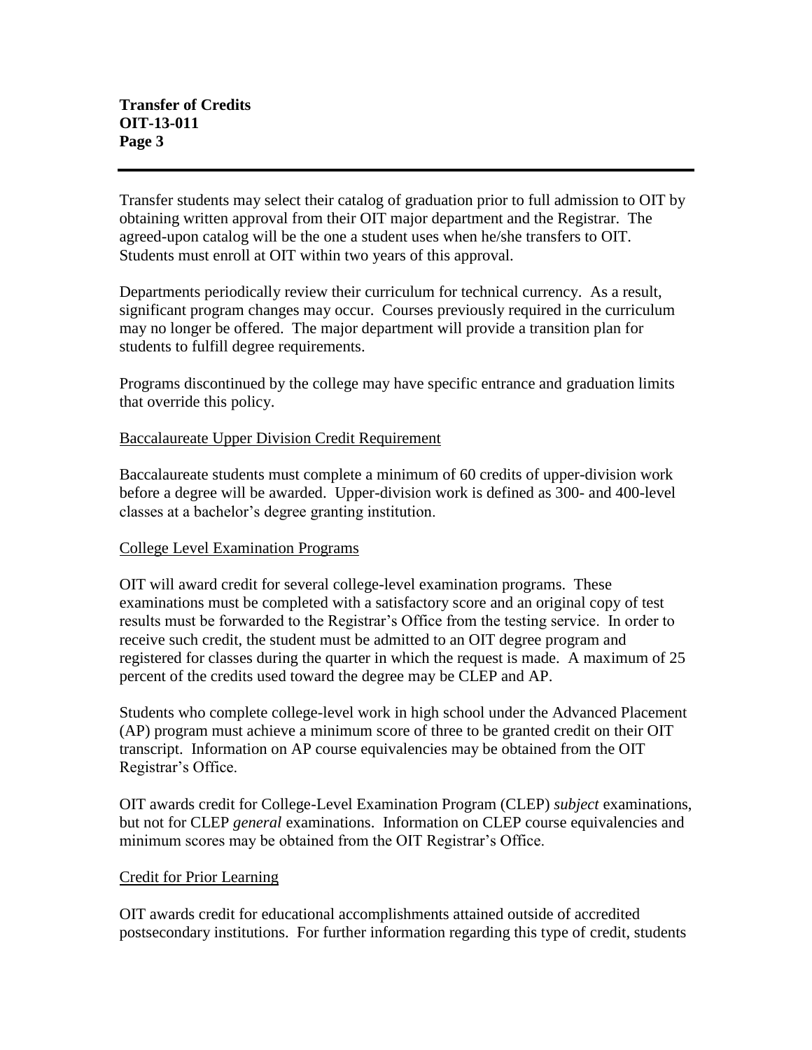Transfer students may select their catalog of graduation prior to full admission to OIT by obtaining written approval from their OIT major department and the Registrar. The agreed-upon catalog will be the one a student uses when he/she transfers to OIT. Students must enroll at OIT within two years of this approval.

Departments periodically review their curriculum for technical currency. As a result, significant program changes may occur. Courses previously required in the curriculum may no longer be offered. The major department will provide a transition plan for students to fulfill degree requirements.

Programs discontinued by the college may have specific entrance and graduation limits that override this policy.

<u>Baccalaureate Upper Division Credit Requirement</u>

Baccalaureate students must complete a minimum of 60 credits of upper-division work before a degree will be awarded. Upper-division work is defined as 300- and 400-level classes at a bachelor's degree granting institution.

<u>College Level Examination Programs</u>

OIT will award credit for several college-level examination programs. These examinations must be completed with a satisfactory score and an original copy of test results must be forwarded to the Registrar's Office from the testing service. In order to receive such credit, the student must be admitted to an OIT degree program and registered for classes during the quarter in which the request is made. A maximum of 25 percent of the credits used toward the degree may be CLEP and AP.

Students who complete college-level work in high school under the Advanced Placement (AP) program must achieve a minimum score of three to be granted credit on their OIT transcript. Information on AP course equivalencies may be obtained from the OIT Registrar's Office.

OIT awards credit for College-Level Examination Program (CLEP) *subject* examinations, but not for CLEP *general* examinations. Information on CLEP course equivalencies and minimum scores may be obtained from the OIT Registrar's Office.

<u>Credit for Prior Learning</u>

OIT awards credit for educational accomplishments attained outside of accredited postsecondary institutions. For further information regarding this type of credit, students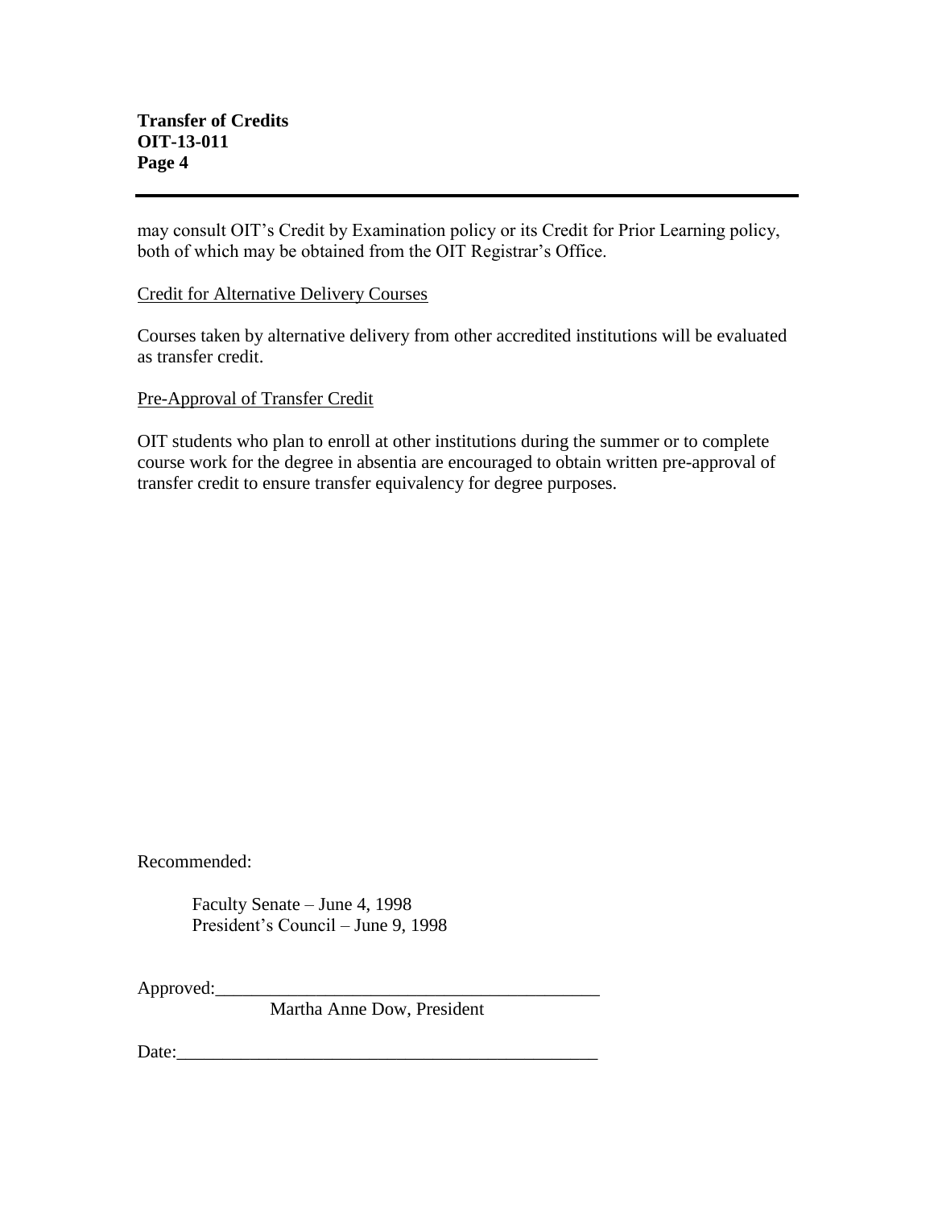may consult OIT's Credit by Examination policy or its Credit for Prior Learning policy, both of which may be obtained from the OIT Registrar's Office.

Credit for Alternative Delivery Courses

Courses taken by alternative delivery from other accredited institutions will be evaluated as transfer credit.

Pre-Approval of Transfer Credit

OIT students who plan to enroll at other institutions during the summer or to complete course work for the degree in absentia are encouraged to obtain written pre-approval of transfer credit to ensure transfer equivalency for degree purposes.

Recommended:

Faculty Senate – June 4, 1998
President's Council – June 9, 1998

Approved:___________________________________________
Martha Anne Dow, President

Date:______________________________________________